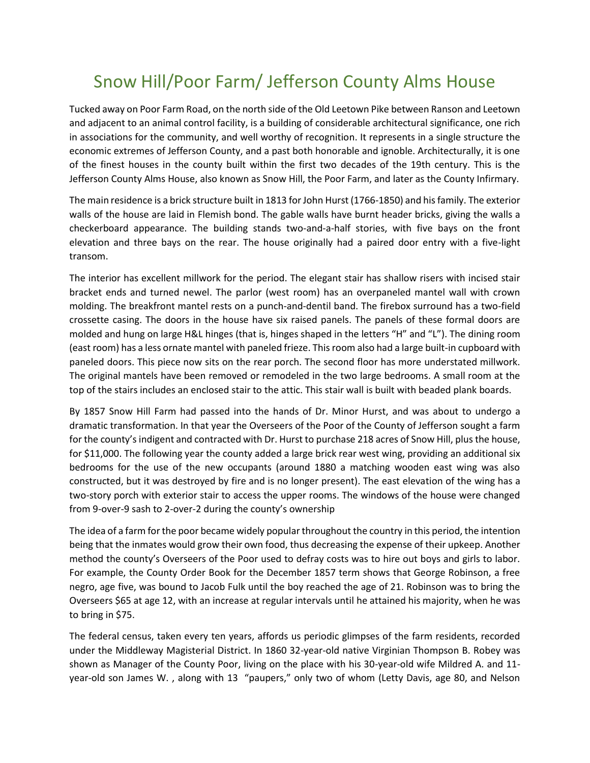# Snow Hill/Poor Farm/ Jefferson County Alms House

Tucked away on Poor Farm Road, on the north side of the Old Leetown Pike between Ranson and Leetown and adjacent to an animal control facility, is a building of considerable architectural significance, one rich in associations for the community, and well worthy of recognition. It represents in a single structure the economic extremes of Jefferson County, and a past both honorable and ignoble. Architecturally, it is one of the finest houses in the county built within the first two decades of the 19th century. This is the Jefferson County Alms House, also known as Snow Hill, the Poor Farm, and later as the County Infirmary.

The main residence is a brick structure built in 1813 for John Hurst (1766-1850) and his family. The exterior walls of the house are laid in Flemish bond. The gable walls have burnt header bricks, giving the walls a checkerboard appearance. The building stands two-and-a-half stories, with five bays on the front elevation and three bays on the rear. The house originally had a paired door entry with a five-light transom.

The interior has excellent millwork for the period. The elegant stair has shallow risers with incised stair bracket ends and turned newel. The parlor (west room) has an overpaneled mantel wall with crown molding. The breakfront mantel rests on a punch-and-dentil band. The firebox surround has a two-field crossette casing. The doors in the house have six raised panels. The panels of these formal doors are molded and hung on large H&L hinges (that is, hinges shaped in the letters "H" and "L"). The dining room (east room) has a less ornate mantel with paneled frieze. This room also had a large built-in cupboard with paneled doors. This piece now sits on the rear porch. The second floor has more understated millwork. The original mantels have been removed or remodeled in the two large bedrooms. A small room at the top of the stairs includes an enclosed stair to the attic. This stair wall is built with beaded plank boards.

By 1857 Snow Hill Farm had passed into the hands of Dr. Minor Hurst, and was about to undergo a dramatic transformation. In that year the Overseers of the Poor of the County of Jefferson sought a farm for the county's indigent and contracted with Dr. Hurst to purchase 218 acres of Snow Hill, plus the house, for $11,000. The following year the county added a large brick rear west wing, providing an additional six bedrooms for the use of the new occupants (around 1880 a matching wooden east wing was also constructed, but it was destroyed by fire and is no longer present). The east elevation of the wing has a two-story porch with exterior stair to access the upper rooms. The windows of the house were changed from 9-over-9 sash to 2-over-2 during the county's ownership

The idea of a farm for the poor became widely popular throughout the country in this period, the intention being that the inmates would grow their own food, thus decreasing the expense of their upkeep. Another method the county's Overseers of the Poor used to defray costs was to hire out boys and girls to labor. For example, the County Order Book for the December 1857 term shows that George Robinson, a free negro, age five, was bound to Jacob Fulk until the boy reached the age of 21. Robinson was to bring the Overseers $65 at age 12, with an increase at regular intervals until he attained his majority, when he was to bring in $75.

The federal census, taken every ten years, affords us periodic glimpses of the farm residents, recorded under the Middleway Magisterial District. In 1860 32-year-old native Virginian Thompson B. Robey was shown as Manager of the County Poor, living on the place with his 30-year-old wife Mildred A. and 11-year-old son James W. , along with 13 "paupers," only two of whom (Letty Davis, age 80, and Nelson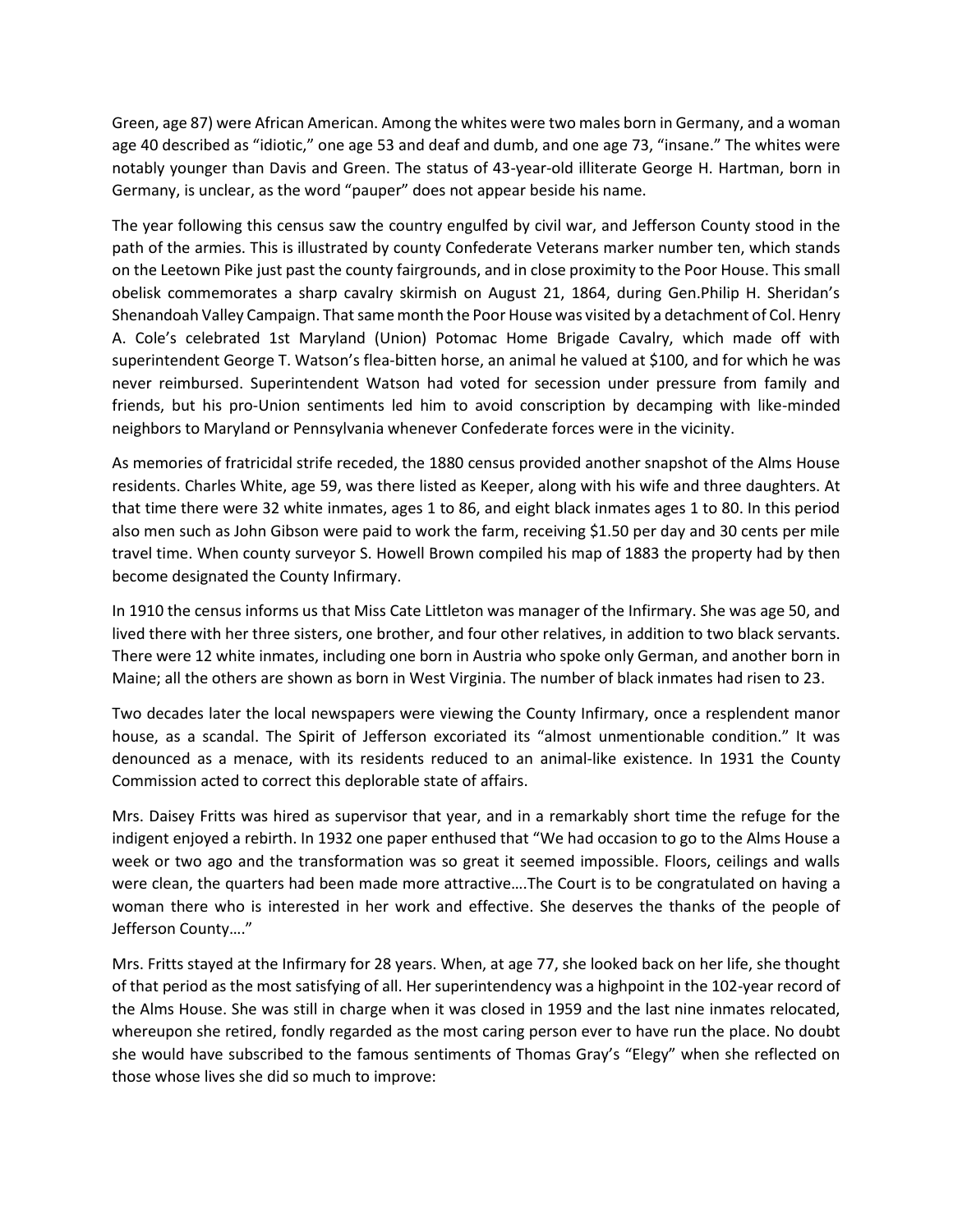Green, age 87) were African American. Among the whites were two males born in Germany, and a woman age 40 described as "idiotic," one age 53 and deaf and dumb, and one age 73, "insane." The whites were notably younger than Davis and Green. The status of 43-year-old illiterate George H. Hartman, born in Germany, is unclear, as the word "pauper" does not appear beside his name.

The year following this census saw the country engulfed by civil war, and Jefferson County stood in the path of the armies. This is illustrated by county Confederate Veterans marker number ten, which stands on the Leetown Pike just past the county fairgrounds, and in close proximity to the Poor House. This small obelisk commemorates a sharp cavalry skirmish on August 21, 1864, during Gen.Philip H. Sheridan's Shenandoah Valley Campaign. That same month the Poor House was visited by a detachment of Col. Henry A. Cole's celebrated 1st Maryland (Union) Potomac Home Brigade Cavalry, which made off with superintendent George T. Watson's flea-bitten horse, an animal he valued at $100, and for which he was never reimbursed. Superintendent Watson had voted for secession under pressure from family and friends, but his pro-Union sentiments led him to avoid conscription by decamping with like-minded neighbors to Maryland or Pennsylvania whenever Confederate forces were in the vicinity.

As memories of fratricidal strife receded, the 1880 census provided another snapshot of the Alms House residents. Charles White, age 59, was there listed as Keeper, along with his wife and three daughters. At that time there were 32 white inmates, ages 1 to 86, and eight black inmates ages 1 to 80. In this period also men such as John Gibson were paid to work the farm, receiving $1.50 per day and 30 cents per mile travel time. When county surveyor S. Howell Brown compiled his map of 1883 the property had by then become designated the County Infirmary.

In 1910 the census informs us that Miss Cate Littleton was manager of the Infirmary. She was age 50, and lived there with her three sisters, one brother, and four other relatives, in addition to two black servants. There were 12 white inmates, including one born in Austria who spoke only German, and another born in Maine; all the others are shown as born in West Virginia. The number of black inmates had risen to 23.

Two decades later the local newspapers were viewing the County Infirmary, once a resplendent manor house, as a scandal. The Spirit of Jefferson excoriated its "almost unmentionable condition." It was denounced as a menace, with its residents reduced to an animal-like existence. In 1931 the County Commission acted to correct this deplorable state of affairs.

Mrs. Daisey Fritts was hired as supervisor that year, and in a remarkably short time the refuge for the indigent enjoyed a rebirth. In 1932 one paper enthused that "We had occasion to go to the Alms House a week or two ago and the transformation was so great it seemed impossible. Floors, ceilings and walls were clean, the quarters had been made more attractive….The Court is to be congratulated on having a woman there who is interested in her work and effective. She deserves the thanks of the people of Jefferson County…."

Mrs. Fritts stayed at the Infirmary for 28 years. When, at age 77, she looked back on her life, she thought of that period as the most satisfying of all. Her superintendency was a highpoint in the 102-year record of the Alms House. She was still in charge when it was closed in 1959 and the last nine inmates relocated, whereupon she retired, fondly regarded as the most caring person ever to have run the place. No doubt she would have subscribed to the famous sentiments of Thomas Gray's "Elegy" when she reflected on those whose lives she did so much to improve: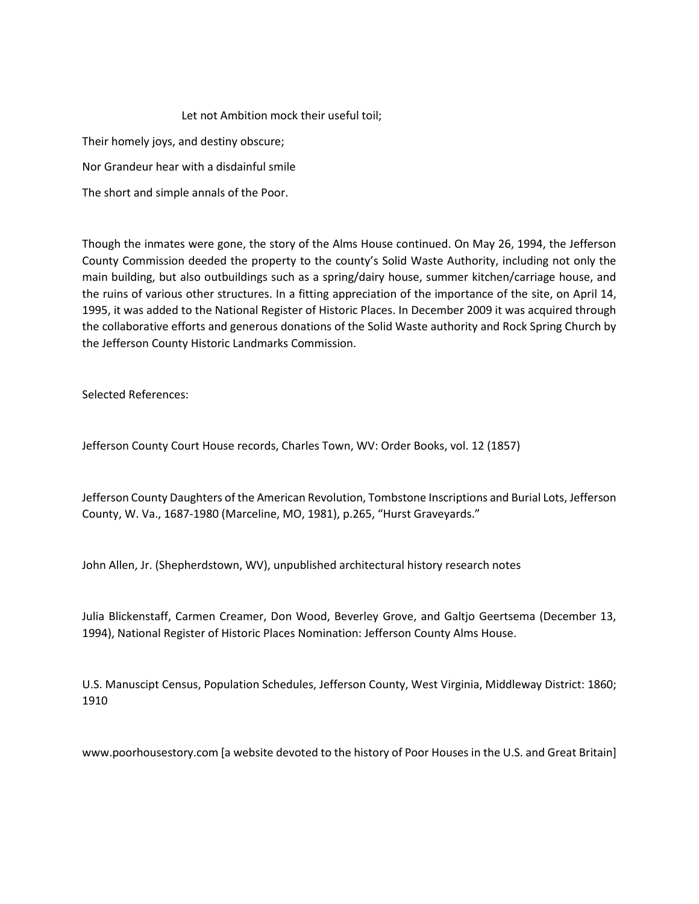Let not Ambition mock their useful toil;

Their homely joys, and destiny obscure;

Nor Grandeur hear with a disdainful smile

The short and simple annals of the Poor.

Though the inmates were gone, the story of the Alms House continued. On May 26, 1994, the Jefferson County Commission deeded the property to the county's Solid Waste Authority, including not only the main building, but also outbuildings such as a spring/dairy house, summer kitchen/carriage house, and the ruins of various other structures. In a fitting appreciation of the importance of the site, on April 14, 1995, it was added to the National Register of Historic Places. In December 2009 it was acquired through the collaborative efforts and generous donations of the Solid Waste authority and Rock Spring Church by the Jefferson County Historic Landmarks Commission.

Selected References:

Jefferson County Court House records, Charles Town, WV: Order Books, vol. 12 (1857)

Jefferson County Daughters of the American Revolution, Tombstone Inscriptions and Burial Lots, Jefferson County, W. Va., 1687-1980 (Marceline, MO, 1981), p.265, "Hurst Graveyards."

John Allen, Jr. (Shepherdstown, WV), unpublished architectural history research notes

Julia Blickenstaff, Carmen Creamer, Don Wood, Beverley Grove, and Galtjo Geertsema (December 13, 1994), National Register of Historic Places Nomination: Jefferson County Alms House.

U.S. Manuscipt Census, Population Schedules, Jefferson County, West Virginia, Middleway District: 1860; 1910

www.poorhousestory.com [a website devoted to the history of Poor Houses in the U.S. and Great Britain]